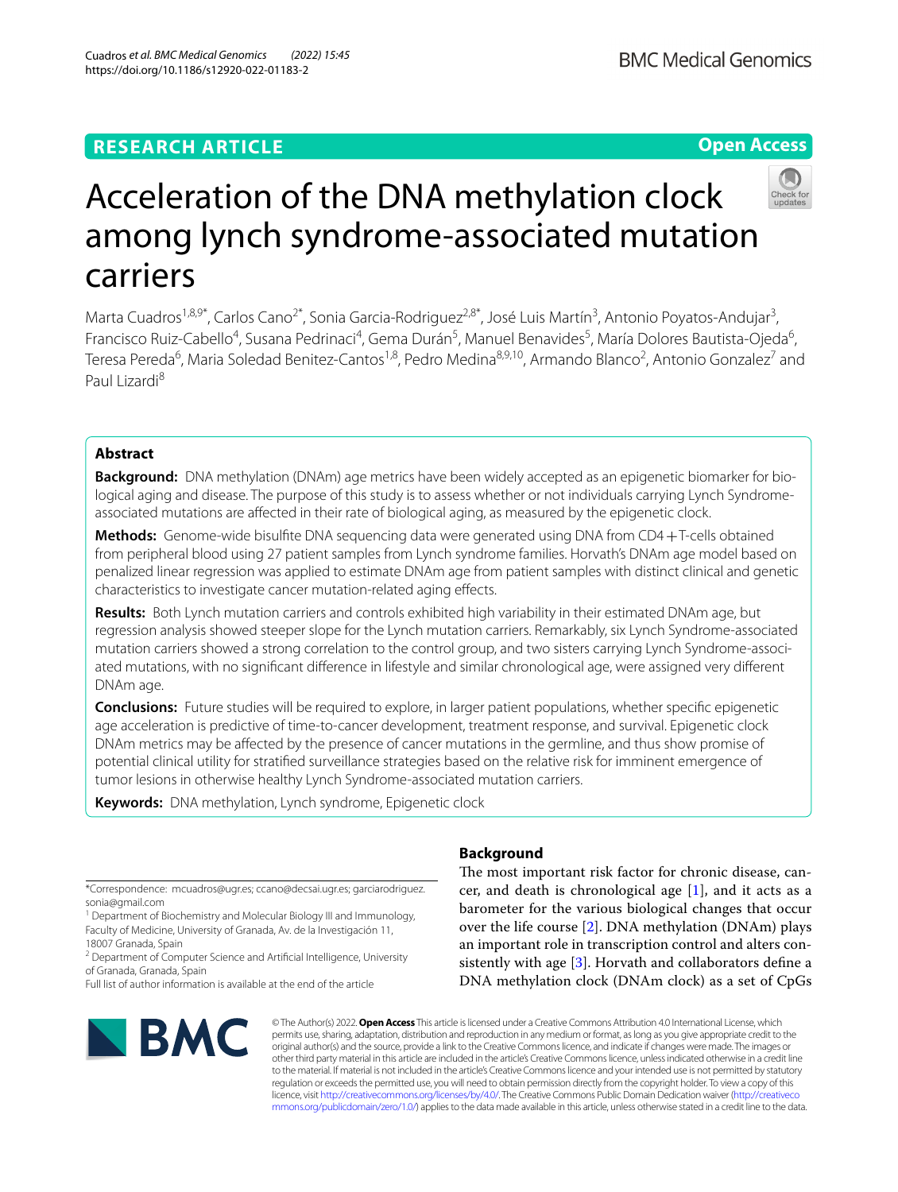RESEARCH ARTICLE

Open Access

# Acceleration of the DNA methylation clock among lynch syndrome-associated mutation carriers

Marta Cuadros[1,8,9*], Carlos Cano[2*], Sonia Garcia-Rodriguez[2,8*], José Luis Martín[3], Antonio Poyatos-Andujar[3], Francisco Ruiz-Cabello[4], Susana Pedrinaci[4], Gema Durán[5], Manuel Benavides[5], María Dolores Bautista-Ojeda[6], Teresa Pereda[6], Maria Soledad Benitez-Cantos[1,8], Pedro Medina[8,9,10], Armando Blanco[2], Antonio Gonzalez[7] and Paul Lizardi[8]

## Abstract

**Background:** DNA methylation (DNAm) age metrics have been widely accepted as an epigenetic biomarker for biological aging and disease. The purpose of this study is to assess whether or not individuals carrying Lynch Syndrome-associated mutations are affected in their rate of biological aging, as measured by the epigenetic clock.

**Methods:** Genome-wide bisulfite DNA sequencing data were generated using DNA from CD4+T-cells obtained from peripheral blood using 27 patient samples from Lynch syndrome families. Horvath's DNAm age model based on penalized linear regression was applied to estimate DNAm age from patient samples with distinct clinical and genetic characteristics to investigate cancer mutation-related aging effects.

**Results:** Both Lynch mutation carriers and controls exhibited high variability in their estimated DNAm age, but regression analysis showed steeper slope for the Lynch mutation carriers. Remarkably, six Lynch Syndrome-associated mutation carriers showed a strong correlation to the control group, and two sisters carrying Lynch Syndrome-associated mutations, with no significant difference in lifestyle and similar chronological age, were assigned very different DNAm age.

**Conclusions:** Future studies will be required to explore, in larger patient populations, whether specific epigenetic age acceleration is predictive of time-to-cancer development, treatment response, and survival. Epigenetic clock DNAm metrics may be affected by the presence of cancer mutations in the germline, and thus show promise of potential clinical utility for stratified surveillance strategies based on the relative risk for imminent emergence of tumor lesions in otherwise healthy Lynch Syndrome-associated mutation carriers.

**Keywords:** DNA methylation, Lynch syndrome, Epigenetic clock

*Correspondence: mcuadros@ugr.es; ccano@decsai.ugr.es; garciarodriguez.sonia@gmail.com

[1] Department of Biochemistry and Molecular Biology III and Immunology, Faculty of Medicine, University of Granada, Av. de la Investigación 11, 18007 Granada, Spain

[2] Department of Computer Science and Artificial Intelligence, University of Granada, Granada, Spain

Full list of author information is available at the end of the article

## Background

The most important risk factor for chronic disease, cancer, and death is chronological age [1], and it acts as a barometer for the various biological changes that occur over the life course [2]. DNA methylation (DNAm) plays an important role in transcription control and alters consistently with age [3]. Horvath and collaborators define a DNA methylation clock (DNAm clock) as a set of CpGs

© The Author(s) 2022. **Open Access** This article is licensed under a Creative Commons Attribution 4.0 International License, which permits use, sharing, adaptation, distribution and reproduction in any medium or format, as long as you give appropriate credit to the original author(s) and the source, provide a link to the Creative Commons licence, and indicate if changes were made. The images or other third party material in this article are included in the article's Creative Commons licence, unless indicated otherwise in a credit line to the material. If material is not included in the article's Creative Commons licence and your intended use is not permitted by statutory regulation or exceeds the permitted use, you will need to obtain permission directly from the copyright holder. To view a copy of this licence, visit http://creativecommons.org/licenses/by/4.0/. The Creative Commons Public Domain Dedication waiver (http://creativecommons.org/publicdomain/zero/1.0/) applies to the data made available in this article, unless otherwise stated in a credit line to the data.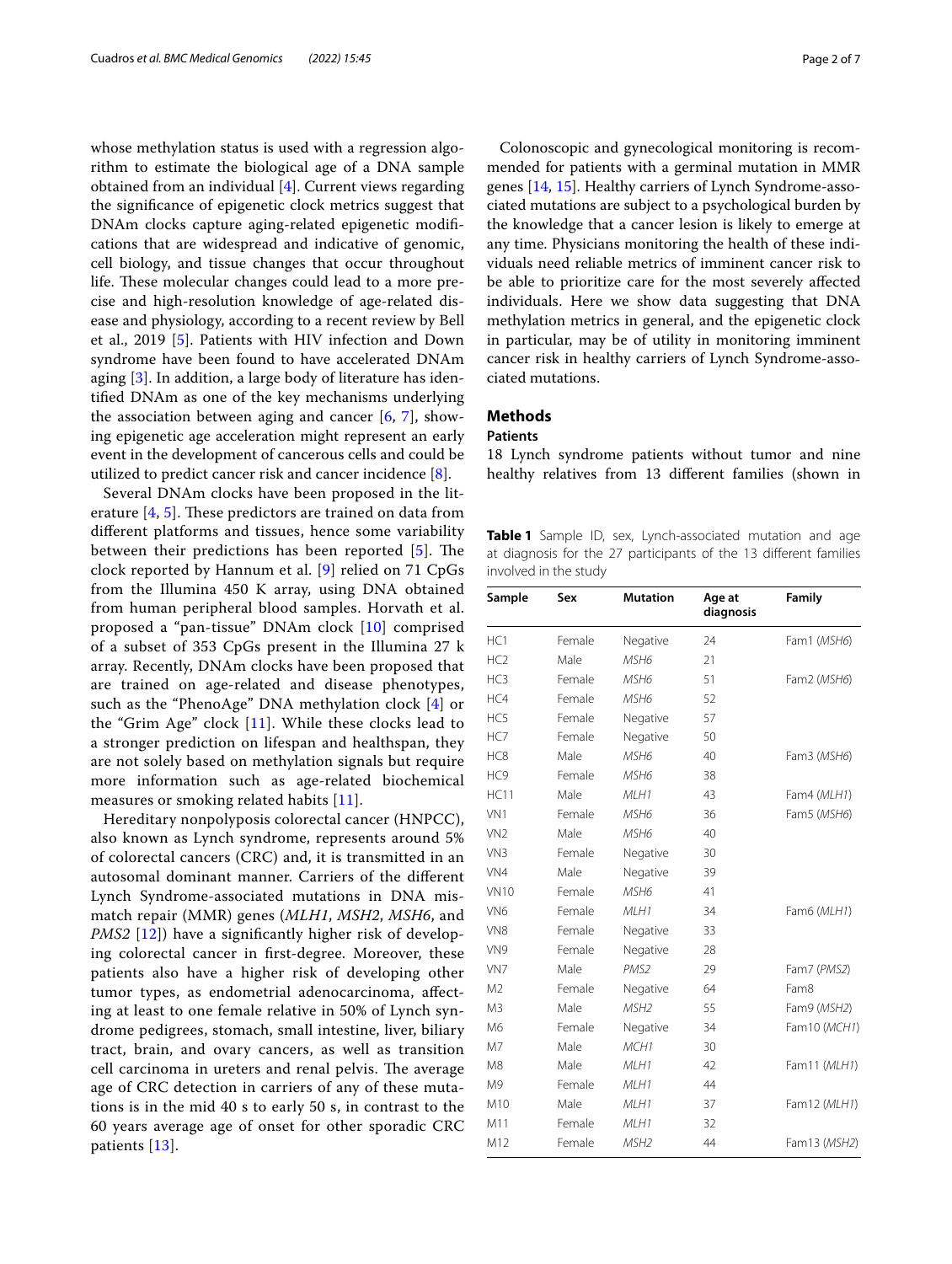whose methylation status is used with a regression algorithm to estimate the biological age of a DNA sample obtained from an individual [4]. Current views regarding the significance of epigenetic clock metrics suggest that DNAm clocks capture aging-related epigenetic modifications that are widespread and indicative of genomic, cell biology, and tissue changes that occur throughout life. These molecular changes could lead to a more precise and high-resolution knowledge of age-related disease and physiology, according to a recent review by Bell et al., 2019 [5]. Patients with HIV infection and Down syndrome have been found to have accelerated DNAm aging [3]. In addition, a large body of literature has identified DNAm as one of the key mechanisms underlying the association between aging and cancer [6, 7], showing epigenetic age acceleration might represent an early event in the development of cancerous cells and could be utilized to predict cancer risk and cancer incidence [8].

Several DNAm clocks have been proposed in the literature [4, 5]. These predictors are trained on data from different platforms and tissues, hence some variability between their predictions has been reported [5]. The clock reported by Hannum et al. [9] relied on 71 CpGs from the Illumina 450 K array, using DNA obtained from human peripheral blood samples. Horvath et al. proposed a "pan-tissue" DNAm clock [10] comprised of a subset of 353 CpGs present in the Illumina 27 k array. Recently, DNAm clocks have been proposed that are trained on age-related and disease phenotypes, such as the "PhenoAge" DNA methylation clock [4] or the "Grim Age" clock [11]. While these clocks lead to a stronger prediction on lifespan and healthspan, they are not solely based on methylation signals but require more information such as age-related biochemical measures or smoking related habits [11].

Hereditary nonpolyposis colorectal cancer (HNPCC), also known as Lynch syndrome, represents around 5% of colorectal cancers (CRC) and, it is transmitted in an autosomal dominant manner. Carriers of the different Lynch Syndrome-associated mutations in DNA mismatch repair (MMR) genes (*MLH1*, *MSH2*, *MSH6*, and *PMS2* [12]) have a significantly higher risk of developing colorectal cancer in first-degree. Moreover, these patients also have a higher risk of developing other tumor types, as endometrial adenocarcinoma, affecting at least to one female relative in 50% of Lynch syndrome pedigrees, stomach, small intestine, liver, biliary tract, brain, and ovary cancers, as well as transition cell carcinoma in ureters and renal pelvis. The average age of CRC detection in carriers of any of these mutations is in the mid 40 s to early 50 s, in contrast to the 60 years average age of onset for other sporadic CRC patients [13].

Colonoscopic and gynecological monitoring is recommended for patients with a germinal mutation in MMR genes [14, 15]. Healthy carriers of Lynch Syndrome-associated mutations are subject to a psychological burden by the knowledge that a cancer lesion is likely to emerge at any time. Physicians monitoring the health of these individuals need reliable metrics of imminent cancer risk to be able to prioritize care for the most severely affected individuals. Here we show data suggesting that DNA methylation metrics in general, and the epigenetic clock in particular, may be of utility in monitoring imminent cancer risk in healthy carriers of Lynch Syndrome-associated mutations.

## Methods

### Patients

18 Lynch syndrome patients without tumor and nine healthy relatives from 13 different families (shown in

**Table 1** Sample ID, sex, Lynch-associated mutation and age at diagnosis for the 27 participants of the 13 different families involved in the study

| Sample | Sex | Mutation | Age at diagnosis | Family |
|---|---|---|---|---|
| HC1 | Female | Negative | 24 | Fam1 (*MSH6*) |
| HC2 | Male | *MSH6* | 21 | |
| HC3 | Female | *MSH6* | 51 | Fam2 (*MSH6*) |
| HC4 | Female | *MSH6* | 52 | |
| HC5 | Female | Negative | 57 | |
| HC7 | Female | Negative | 50 | |
| HC8 | Male | *MSH6* | 40 | Fam3 (*MSH6*) |
| HC9 | Female | *MSH6* | 38 | |
| HC11 | Male | *MLH1* | 43 | Fam4 (*MLH1*) |
| VN1 | Female | *MSH6* | 36 | Fam5 (*MSH6*) |
| VN2 | Male | *MSH6* | 40 | |
| VN3 | Female | Negative | 30 | |
| VN4 | Male | Negative | 39 | |
| VN10 | Female | *MSH6* | 41 | |
| VN6 | Female | *MLH1* | 34 | Fam6 (*MLH1*) |
| VN8 | Female | Negative | 33 | |
| VN9 | Female | Negative | 28 | |
| VN7 | Male | *PMS2* | 29 | Fam7 (*PMS2*) |
| M2 | Female | Negative | 64 | Fam8 |
| M3 | Male | *MSH2* | 55 | Fam9 (*MSH2*) |
| M6 | Female | Negative | 34 | Fam10 (*MCH1*) |
| M7 | Male | *MCH1* | 30 | |
| M8 | Male | *MLH1* | 42 | Fam11 (*MLH1*) |
| M9 | Female | *MLH1* | 44 | |
| M10 | Male | *MLH1* | 37 | Fam12 (*MLH1*) |
| M11 | Female | *MLH1* | 32 | |
| M12 | Female | *MSH2* | 44 | Fam13 (*MSH2*) |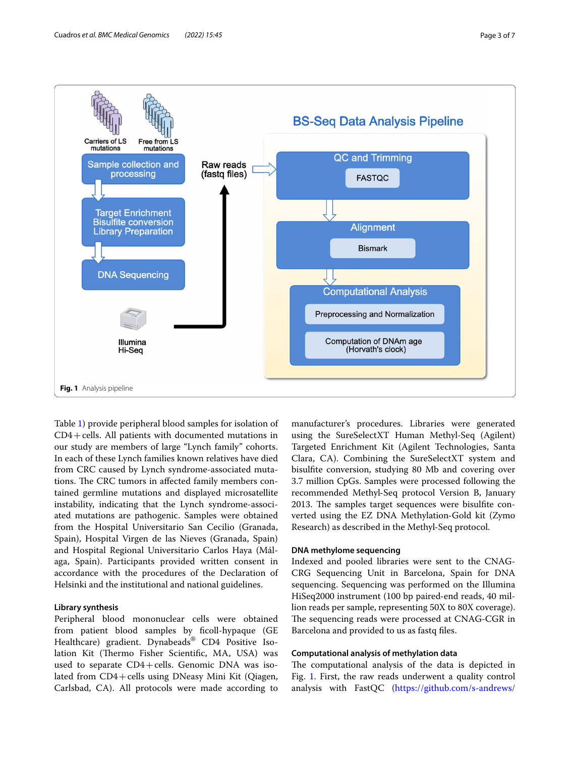Fig. 1 Analysis pipeline

Table 1) provide peripheral blood samples for isolation of CD4+cells. All patients with documented mutations in our study are members of large "Lynch family" cohorts. In each of these Lynch families known relatives have died from CRC caused by Lynch syndrome-associated mutations. The CRC tumors in affected family members contained germline mutations and displayed microsatellite instability, indicating that the Lynch syndrome-associated mutations are pathogenic. Samples were obtained from the Hospital Universitario San Cecilio (Granada, Spain), Hospital Virgen de las Nieves (Granada, Spain) and Hospital Regional Universitario Carlos Haya (Málaga, Spain). Participants provided written consent in accordance with the procedures of the Declaration of Helsinki and the institutional and national guidelines.

### Library synthesis

Peripheral blood mononuclear cells were obtained from patient blood samples by ficoll-hypaque (GE Healthcare) gradient. Dynabeads® CD4 Positive Isolation Kit (Thermo Fisher Scientific, MA, USA) was used to separate CD4+cells. Genomic DNA was isolated from CD4+cells using DNeasy Mini Kit (Qiagen, Carlsbad, CA). All protocols were made according to manufacturer's procedures. Libraries were generated using the SureSelectXT Human Methyl-Seq (Agilent) Targeted Enrichment Kit (Agilent Technologies, Santa Clara, CA). Combining the SureSelectXT system and bisulfite conversion, studying 80 Mb and covering over 3.7 million CpGs. Samples were processed following the recommended Methyl-Seq protocol Version B, January 2013. The samples target sequences were bisulfite converted using the EZ DNA Methylation-Gold kit (Zymo Research) as described in the Methyl-Seq protocol.

### DNA methylome sequencing

Indexed and pooled libraries were sent to the CNAG-CRG Sequencing Unit in Barcelona, Spain for DNA sequencing. Sequencing was performed on the Illumina HiSeq2000 instrument (100 bp paired-end reads, 40 million reads per sample, representing 50X to 80X coverage). The sequencing reads were processed at CNAG-CGR in Barcelona and provided to us as fastq files.

### Computational analysis of methylation data

The computational analysis of the data is depicted in Fig. 1. First, the raw reads underwent a quality control analysis with FastQC (https://github.com/s-andrews/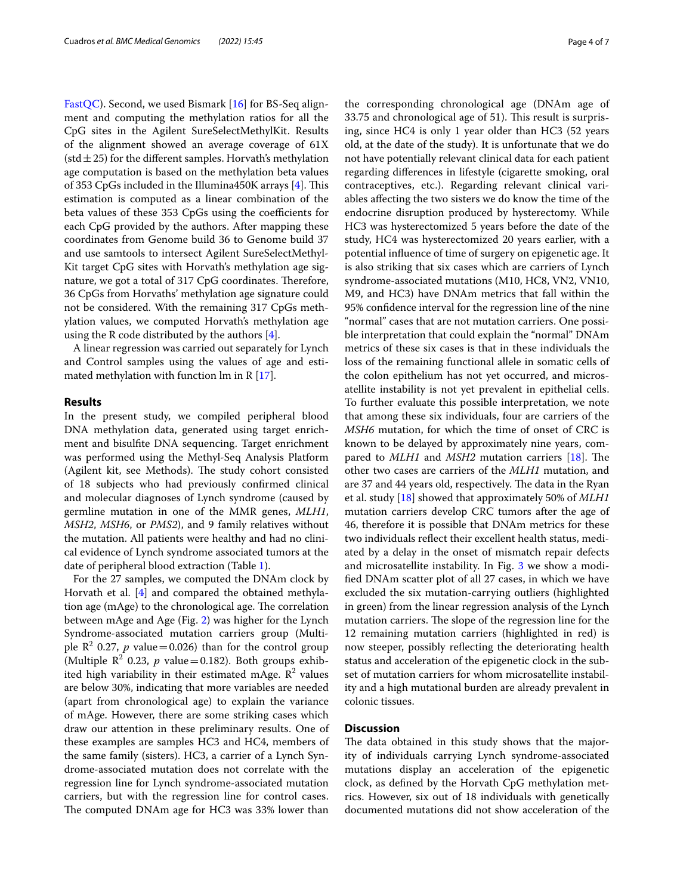FastQC). Second, we used Bismark [16] for BS-Seq alignment and computing the methylation ratios for all the CpG sites in the Agilent SureSelectMethylKit. Results of the alignment showed an average coverage of 61X (std ± 25) for the different samples. Horvath's methylation age computation is based on the methylation beta values of 353 CpGs included in the Illumina450K arrays [4]. This estimation is computed as a linear combination of the beta values of these 353 CpGs using the coefficients for each CpG provided by the authors. After mapping these coordinates from Genome build 36 to Genome build 37 and use samtools to intersect Agilent SureSelectMethylKit target CpG sites with Horvath's methylation age signature, we got a total of 317 CpG coordinates. Therefore, 36 CpGs from Horvaths' methylation age signature could not be considered. With the remaining 317 CpGs methylation values, we computed Horvath's methylation age using the R code distributed by the authors [4].

A linear regression was carried out separately for Lynch and Control samples using the values of age and estimated methylation with function lm in R [17].

## Results

In the present study, we compiled peripheral blood DNA methylation data, generated using target enrichment and bisulfite DNA sequencing. Target enrichment was performed using the Methyl-Seq Analysis Platform (Agilent kit, see Methods). The study cohort consisted of 18 subjects who had previously confirmed clinical and molecular diagnoses of Lynch syndrome (caused by germline mutation in one of the MMR genes, *MLH1*, *MSH2*, *MSH6*, or *PMS2*), and 9 family relatives without the mutation. All patients were healthy and had no clinical evidence of Lynch syndrome associated tumors at the date of peripheral blood extraction (Table 1).

For the 27 samples, we computed the DNAm clock by Horvath et al. [4] and compared the obtained methylation age (mAge) to the chronological age. The correlation between mAge and Age (Fig. 2) was higher for the Lynch Syndrome-associated mutation carriers group (Multiple $R^2$ 0.27, $p$ value = 0.026) than for the control group (Multiple $R^2$ 0.23, $p$ value = 0.182). Both groups exhibited high variability in their estimated mAge. $R^2$ values are below 30%, indicating that more variables are needed (apart from chronological age) to explain the variance of mAge. However, there are some striking cases which draw our attention in these preliminary results. One of these examples are samples HC3 and HC4, members of the same family (sisters). HC3, a carrier of a Lynch Syndrome-associated mutation does not correlate with the regression line for Lynch syndrome-associated mutation carriers, but with the regression line for control cases. The computed DNAm age for HC3 was 33% lower than the corresponding chronological age (DNAm age of 33.75 and chronological age of 51). This result is surprising, since HC4 is only 1 year older than HC3 (52 years old, at the date of the study). It is unfortunate that we do not have potentially relevant clinical data for each patient regarding differences in lifestyle (cigarette smoking, oral contraceptives, etc.). Regarding relevant clinical variables affecting the two sisters we do know the time of the endocrine disruption produced by hysterectomy. While HC3 was hysterectomized 5 years before the date of the study, HC4 was hysterectomized 20 years earlier, with a potential influence of time of surgery on epigenetic age. It is also striking that six cases which are carriers of Lynch syndrome-associated mutations (M10, HC8, VN2, VN10, M9, and HC3) have DNAm metrics that fall within the 95% confidence interval for the regression line of the nine "normal" cases that are not mutation carriers. One possible interpretation that could explain the "normal" DNAm metrics of these six cases is that in these individuals the loss of the remaining functional allele in somatic cells of the colon epithelium has not yet occurred, and microsatellite instability is not yet prevalent in epithelial cells. To further evaluate this possible interpretation, we note that among these six individuals, four are carriers of the *MSH6* mutation, for which the time of onset of CRC is known to be delayed by approximately nine years, compared to *MLH1* and *MSH2* mutation carriers [18]. The other two cases are carriers of the *MLH1* mutation, and are 37 and 44 years old, respectively. The data in the Ryan et al. study [18] showed that approximately 50% of *MLH1* mutation carriers develop CRC tumors after the age of 46, therefore it is possible that DNAm metrics for these two individuals reflect their excellent health status, mediated by a delay in the onset of mismatch repair defects and microsatellite instability. In Fig. 3 we show a modified DNAm scatter plot of all 27 cases, in which we have excluded the six mutation-carrying outliers (highlighted in green) from the linear regression analysis of the Lynch mutation carriers. The slope of the regression line for the 12 remaining mutation carriers (highlighted in red) is now steeper, possibly reflecting the deteriorating health status and acceleration of the epigenetic clock in the subset of mutation carriers for whom microsatellite instability and a high mutational burden are already prevalent in colonic tissues.

## Discussion

The data obtained in this study shows that the majority of individuals carrying Lynch syndrome-associated mutations display an acceleration of the epigenetic clock, as defined by the Horvath CpG methylation metrics. However, six out of 18 individuals with genetically documented mutations did not show acceleration of the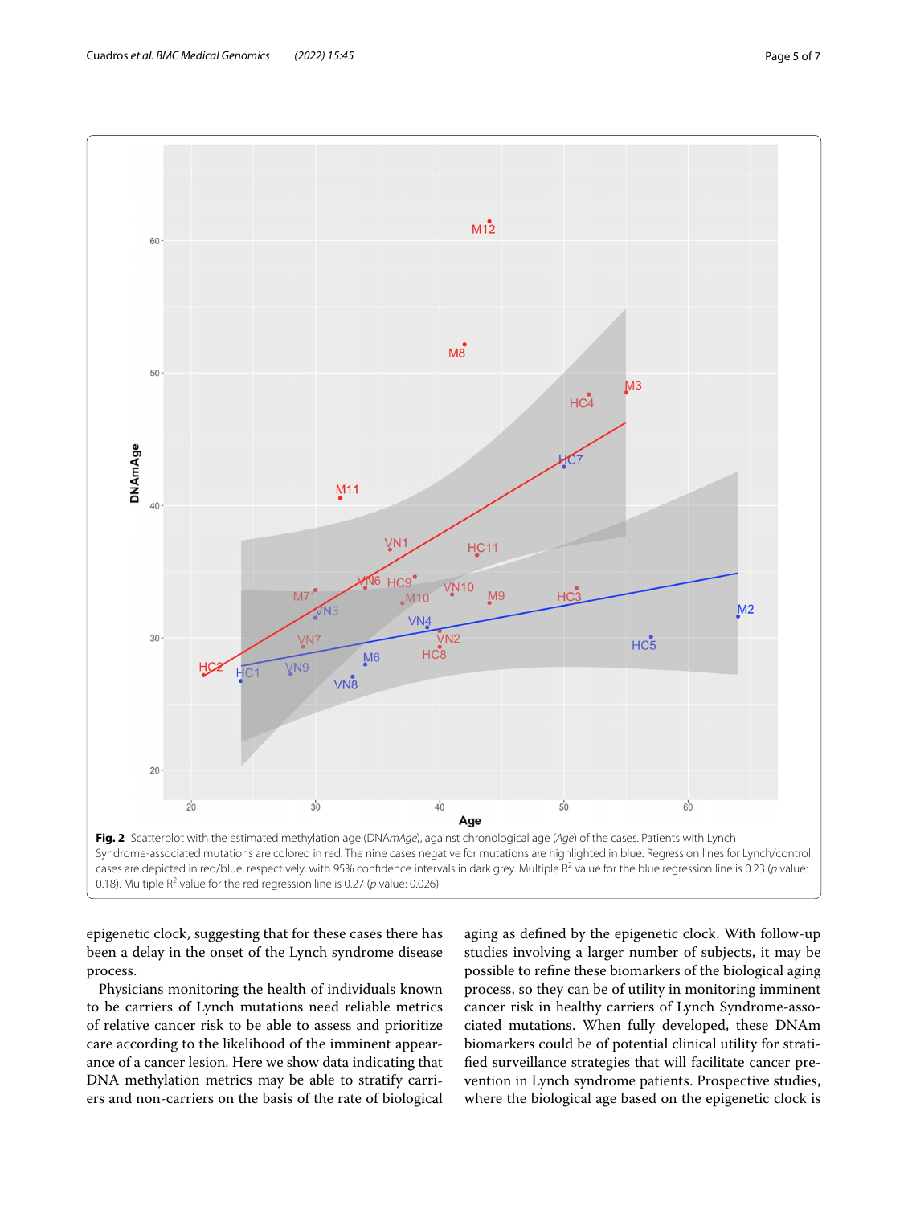**Fig. 2** Scatterplot with the estimated methylation age (DNA*mAge*), against chronological age (*Age*) of the cases. Patients with Lynch Syndrome-associated mutations are colored in red. The nine cases negative for mutations are highlighted in blue. Regression lines for Lynch/control cases are depicted in red/blue, respectively, with 95% confidence intervals in dark grey. Multiple $R^2$ value for the blue regression line is 0.23 (*p* value: 0.18). Multiple $R^2$ value for the red regression line is 0.27 (*p* value: 0.026)

epigenetic clock, suggesting that for these cases there has been a delay in the onset of the Lynch syndrome disease process.

Physicians monitoring the health of individuals known to be carriers of Lynch mutations need reliable metrics of relative cancer risk to be able to assess and prioritize care according to the likelihood of the imminent appearance of a cancer lesion. Here we show data indicating that DNA methylation metrics may be able to stratify carriers and non-carriers on the basis of the rate of biological aging as defined by the epigenetic clock. With follow-up studies involving a larger number of subjects, it may be possible to refine these biomarkers of the biological aging process, so they can be of utility in monitoring imminent cancer risk in healthy carriers of Lynch Syndrome-associated mutations. When fully developed, these DNAm biomarkers could be of potential clinical utility for stratified surveillance strategies that will facilitate cancer prevention in Lynch syndrome patients. Prospective studies, where the biological age based on the epigenetic clock is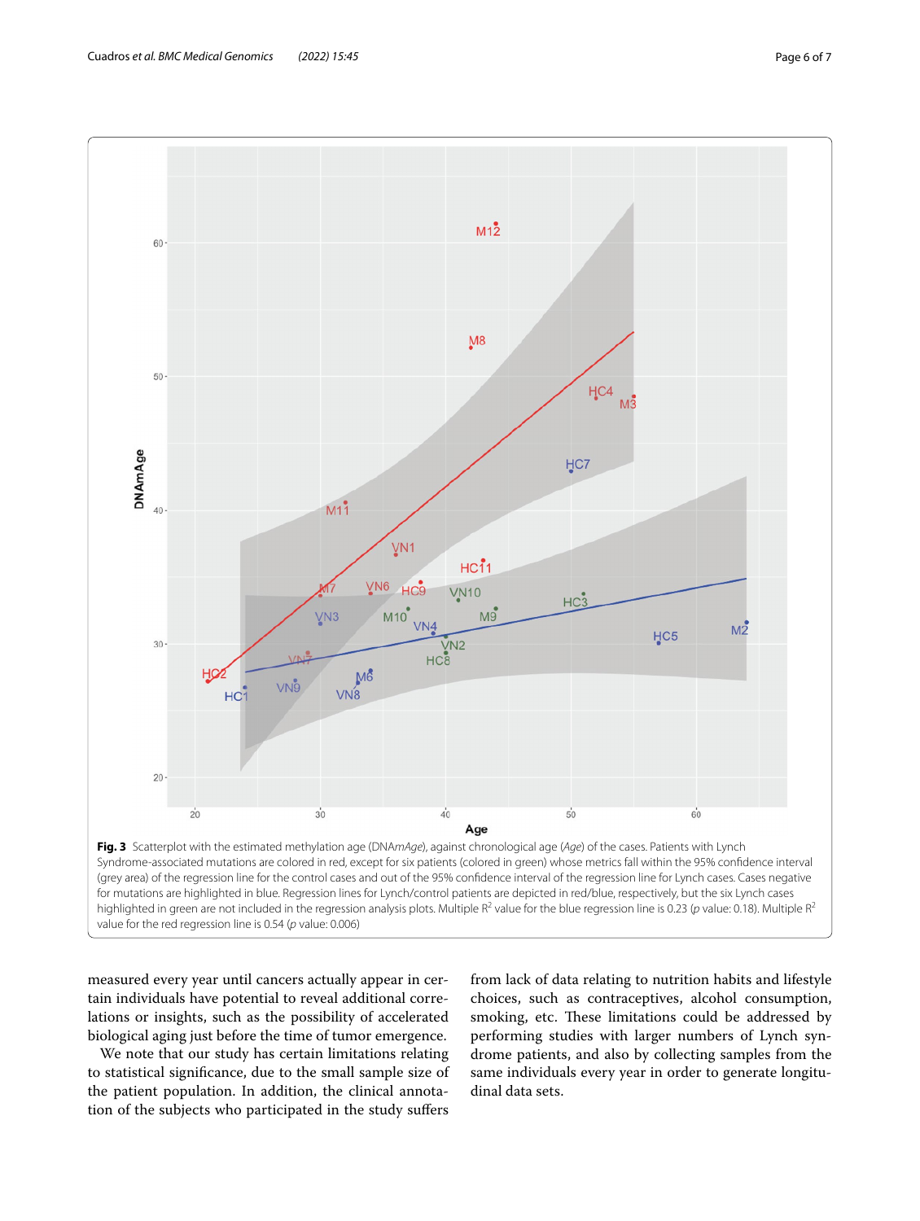**Fig. 3** Scatterplot with the estimated methylation age (DNA*mAge*), against chronological age (*Age*) of the cases. Patients with Lynch Syndrome-associated mutations are colored in red, except for six patients (colored in green) whose metrics fall within the 95% confidence interval (grey area) of the regression line for the control cases and out of the 95% confidence interval of the regression line for Lynch cases. Cases negative for mutations are highlighted in blue. Regression lines for Lynch/control patients are depicted in red/blue, respectively, but the six Lynch cases highlighted in green are not included in the regression analysis plots. Multiple $R^2$ value for the blue regression line is 0.23 (*p* value: 0.18). Multiple $R^2$ value for the red regression line is 0.54 (*p* value: 0.006)

measured every year until cancers actually appear in certain individuals have potential to reveal additional correlations or insights, such as the possibility of accelerated biological aging just before the time of tumor emergence.

We note that our study has certain limitations relating to statistical significance, due to the small sample size of the patient population. In addition, the clinical annotation of the subjects who participated in the study suffers from lack of data relating to nutrition habits and lifestyle choices, such as contraceptives, alcohol consumption, smoking, etc. These limitations could be addressed by performing studies with larger numbers of Lynch syndrome patients, and also by collecting samples from the same individuals every year in order to generate longitudinal data sets.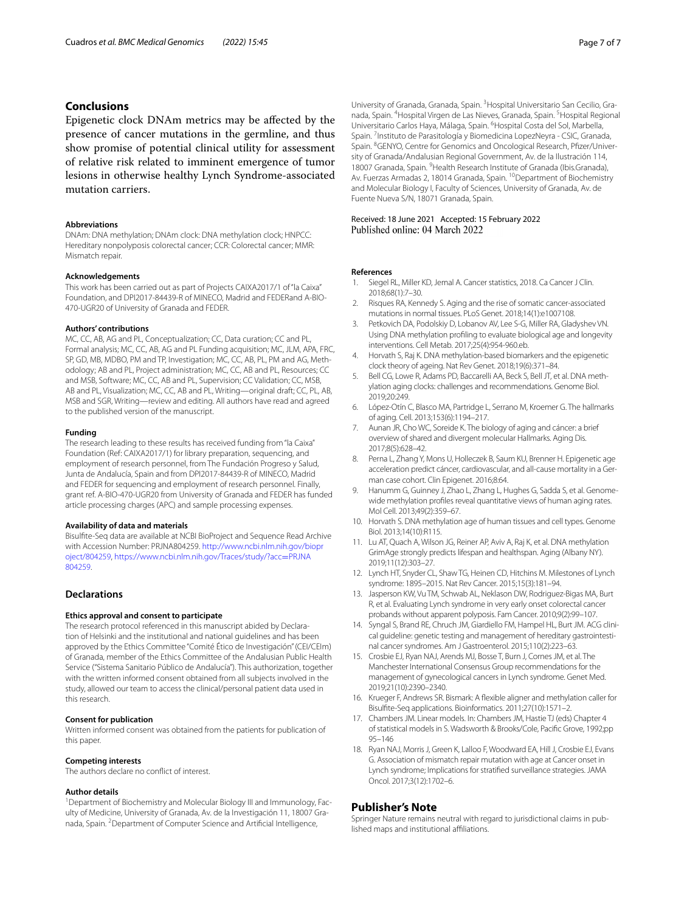## Conclusions

Epigenetic clock DNAm metrics may be affected by the presence of cancer mutations in the germline, and thus show promise of potential clinical utility for assessment of relative risk related to imminent emergence of tumor lesions in otherwise healthy Lynch Syndrome-associated mutation carriers.

#### Abbreviations

DNAm: DNA methylation; DNAm clock: DNA methylation clock; HNPCC: Hereditary nonpolyposis colorectal cancer; CCR: Colorectal cancer; MMR: Mismatch repair.

#### Acknowledgements

This work has been carried out as part of Projects CAIXA2017/1 of "la Caixa" Foundation, and DPI2017-84439-R of MINECO, Madrid and FEDERand A-BIO-470-UGR20 of University of Granada and FEDER.

#### Authors' contributions

MC, CC, AB, AG and PL, Conceptualization; CC, Data curation; CC and PL, Formal analysis; MC, CC, AB, AG and PL Funding acquisition; MC, JLM, APA, FRC, SP, GD, MB, MDBO, PM and TP, Investigation; MC, CC, AB, PL, PM and AG, Methodology; AB and PL, Project administration; MC, CC, AB and PL, Resources; CC and MSB, Software; MC, CC, AB and PL, Supervision; CC Validation; CC, MSB, AB and PL, Visualization; MC, CC, AB and PL, Writing—original draft; CC, PL, AB, MSB and SGR, Writing—review and editing. All authors have read and agreed to the published version of the manuscript.

#### Funding

The research leading to these results has received funding from "la Caixa" Foundation (Ref: CAIXA2017/1) for library preparation, sequencing, and employment of research personnel, from The Fundación Progreso y Salud, Junta de Andalucía, Spain and from DPI2017-84439-R of MINECO, Madrid and FEDER for sequencing and employment of research personnel. Finally, grant ref. A-BIO-470-UGR20 from University of Granada and FEDER has funded article processing charges (APC) and sample processing expenses.

#### Availability of data and materials

Bisulfite-Seq data are available at NCBI BioProject and Sequence Read Archive with Accession Number: PRJNA804259. http://www.ncbi.nlm.nih.gov/bioproject/804259, https://www.ncbi.nlm.nih.gov/Traces/study/?acc=PRJNA804259.

## Declarations

#### Ethics approval and consent to participate

The research protocol referenced in this manuscript abided by Declaration of Helsinki and the institutional and national guidelines and has been approved by the Ethics Committee "Comité Ético de Investigación" (CEI/CEIm) of Granada, member of the Ethics Committee of the Andalusian Public Health Service ("Sistema Sanitario Público de Andalucía"). This authorization, together with the written informed consent obtained from all subjects involved in the study, allowed our team to access the clinical/personal patient data used in this research.

#### Consent for publication

Written informed consent was obtained from the patients for publication of this paper.

#### Competing interests

The authors declare no conflict of interest.

#### Author details

[1]Department of Biochemistry and Molecular Biology III and Immunology, Faculty of Medicine, University of Granada, Av. de la Investigación 11, 18007 Granada, Spain. [2]Department of Computer Science and Artificial Intelligence, University of Granada, Granada, Spain. [3]Hospital Universitario San Cecilio, Granada, Spain. [4]Hospital Virgen de Las Nieves, Granada, Spain. [5]Hospital Regional Universitario Carlos Haya, Málaga, Spain. [6]Hospital Costa del Sol, Marbella, Spain. [7]Instituto de Parasitología y Biomedicina LopezNeyra - CSIC, Granada, Spain. [8]GENYO, Centre for Genomics and Oncological Research, Pfizer/University of Granada/Andalusian Regional Government, Av. de la Ilustración 114, 18007 Granada, Spain. [9]Health Research Institute of Granada (Ibis.Granada), Av. Fuerzas Armadas 2, 18014 Granada, Spain. [10]Department of Biochemistry and Molecular Biology I, Faculty of Sciences, University of Granada, Av. de Fuente Nueva S/N, 18071 Granada, Spain.

Received: 18 June 2021 Accepted: 15 February 2022
Published online: 04 March 2022

#### References

1. Siegel RL, Miller KD, Jemal A. Cancer statistics, 2018. Ca Cancer J Clin. 2018;68(1):7–30.
2. Risques RA, Kennedy S. Aging and the rise of somatic cancer-associated mutations in normal tissues. PLoS Genet. 2018;14(1):e1007108.
3. Petkovich DA, Podolskiy D, Lobanov AV, Lee S-G, Miller RA, Gladyshev VN. Using DNA methylation profiling to evaluate biological age and longevity interventions. Cell Metab. 2017;25(4):954-960.eb.
4. Horvath S, Raj K. DNA methylation-based biomarkers and the epigenetic clock theory of ageing. Nat Rev Genet. 2018;19(6):371–84.
5. Bell CG, Lowe R, Adams PD, Baccarelli AA, Beck S, Bell JT, et al. DNA methylation aging clocks: challenges and recommendations. Genome Biol. 2019;20:249.
6. López-Otín C, Blasco MA, Partridge L, Serrano M, Kroemer G. The hallmarks of aging. Cell. 2013;153(6):1194–217.
7. Aunan JR, Cho WC, Soreide K. The biology of aging and cáncer: a brief overview of shared and divergent molecular Hallmarks. Aging Dis. 2017;8(5):628–42.
8. Perna L, Zhang Y, Mons U, Holleczek B, Saum KU, Brenner H. Epigenetic age acceleration predict cáncer, cardiovascular, and all-cause mortality in a German case cohort. Clin Epigenet. 2016;8:64.
9. Hanumm G, Guinney J, Zhao L, Zhang L, Hughes G, Sadda S, et al. Genome-wide methylation profiles reveal quantitative views of human aging rates. Mol Cell. 2013;49(2):359–67.
10. Horvath S. DNA methylation age of human tissues and cell types. Genome Biol. 2013;14(10):R115.
11. Lu AT, Quach A, Wilson JG, Reiner AP, Aviv A, Raj K, et al. DNA methylation GrimAge strongly predicts lifespan and healthspan. Aging (Albany NY). 2019;11(12):303–27.
12. Lynch HT, Snyder CL, Shaw TG, Heinen CD, Hitchins M. Milestones of Lynch syndrome: 1895–2015. Nat Rev Cancer. 2015;15(3):181–94.
13. Jasperson KW, Vu TM, Schwab AL, Neklason DW, Rodriguez-Bigas MA, Burt R, et al. Evaluating Lynch syndrome in very early onset colorectal cancer probands without apparent polyposis. Fam Cancer. 2010;9(2):99–107.
14. Syngal S, Brand RE, Chruch JM, Giardiello FM, Hampel HL, Burt JM. ACG clinical guideline: genetic testing and management of hereditary gastrointestinal cancer syndromes. Am J Gastroenterol. 2015;110(2):223–63.
15. Crosbie EJ, Ryan NAJ, Arends MJ, Bosse T, Burn J, Cornes JM, et al. The Manchester International Consensus Group recommendations for the management of gynecological cancers in Lynch syndrome. Genet Med. 2019;21(10):2390–2340.
16. Krueger F, Andrews SR. Bismark: A flexible aligner and methylation caller for Bisulfite-Seq applications. Bioinformatics. 2011;27(10):1571–2.
17. Chambers JM. Linear models. In: Chambers JM, Hastie TJ (eds) Chapter 4 of statistical models in S. Wadsworth & Brooks/Cole, Pacific Grove, 1992;pp 95–146
18. Ryan NAJ, Morris J, Green K, Lalloo F, Woodward EA, Hill J, Crosbie EJ, Evans G. Association of mismatch repair mutation with age at Cancer onset in Lynch syndrome; Implications for stratified surveillance strategies. JAMA Oncol. 2017;3(12):1702–6.

## Publisher's Note

Springer Nature remains neutral with regard to jurisdictional claims in published maps and institutional affiliations.